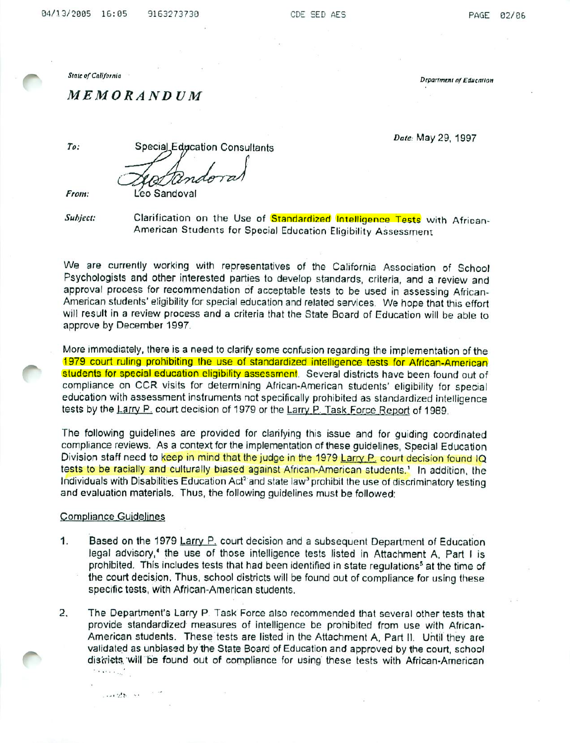*State of California* *Department of Education*

# *MEMORANDUM*

*Date:* May 29, 1997

*To:* Special Education Consultants

*From:* Leo Sandoval

*Subject:* Clarification on the Use of Standardized Intelligence Tests with African-American Students for Special Education Eligibility Assessment

We are currently working with representatives of the California Association of School Psychologists and other interested parties to develop standards, criteria, and a review and approval process for recommendation of acceptable tests to be used in assessing African-American students' eligibility for special education and related services. We hope that this effort will result in a review process and a criteria that the State Board of Education will be able to approve by December 1997.

More immediately, there is a need to clarify some confusion regarding the implementation of the 1979 court ruling prohibiting the use of standardized intelligence tests for African-American students for special education eligibility assessment. Several districts have been found out of compliance on CCR visits for determining African-American students' eligibility for special education with assessment instruments not specifically prohibited as standardized intelligence tests by the Larry P. court decision of 1979 or the Larry P. Task Force Report of 1989.

The following guidelines are provided for clarifying this issue and for guiding coordinated compliance reviews. As a context for the implementation of these guidelines, Special Education Division staff need to keep in mind that the judge in the 1979 Larry P. court decision found IQ tests to be racially and culturally biased against African-American students.[1] In addition, the Individuals with Disabilities Education Act[2] and state law[3] prohibit the use of discriminatory testing and evaluation materials. Thus, the following guidelines must be followed:

## Compliance Guidelines

1. Based on the 1979 Larry P. court decision and a subsequent Department of Education legal advisory,[4] the use of those intelligence tests listed in Attachment A, Part I is prohibited. This includes tests that had been identified in state regulations[5] at the time of the court decision. Thus, school districts will be found out of compliance for using these specific tests, with African-American students.

2. The Department's Larry P. Task Force also recommended that several other tests that provide standardized measures of intelligence be prohibited from use with African-American students. These tests are listed in the Attachment A, Part II. Until they are validated as unbiased by the State Board of Education and approved by the court, school districts will be found out of compliance for using these tests with African-American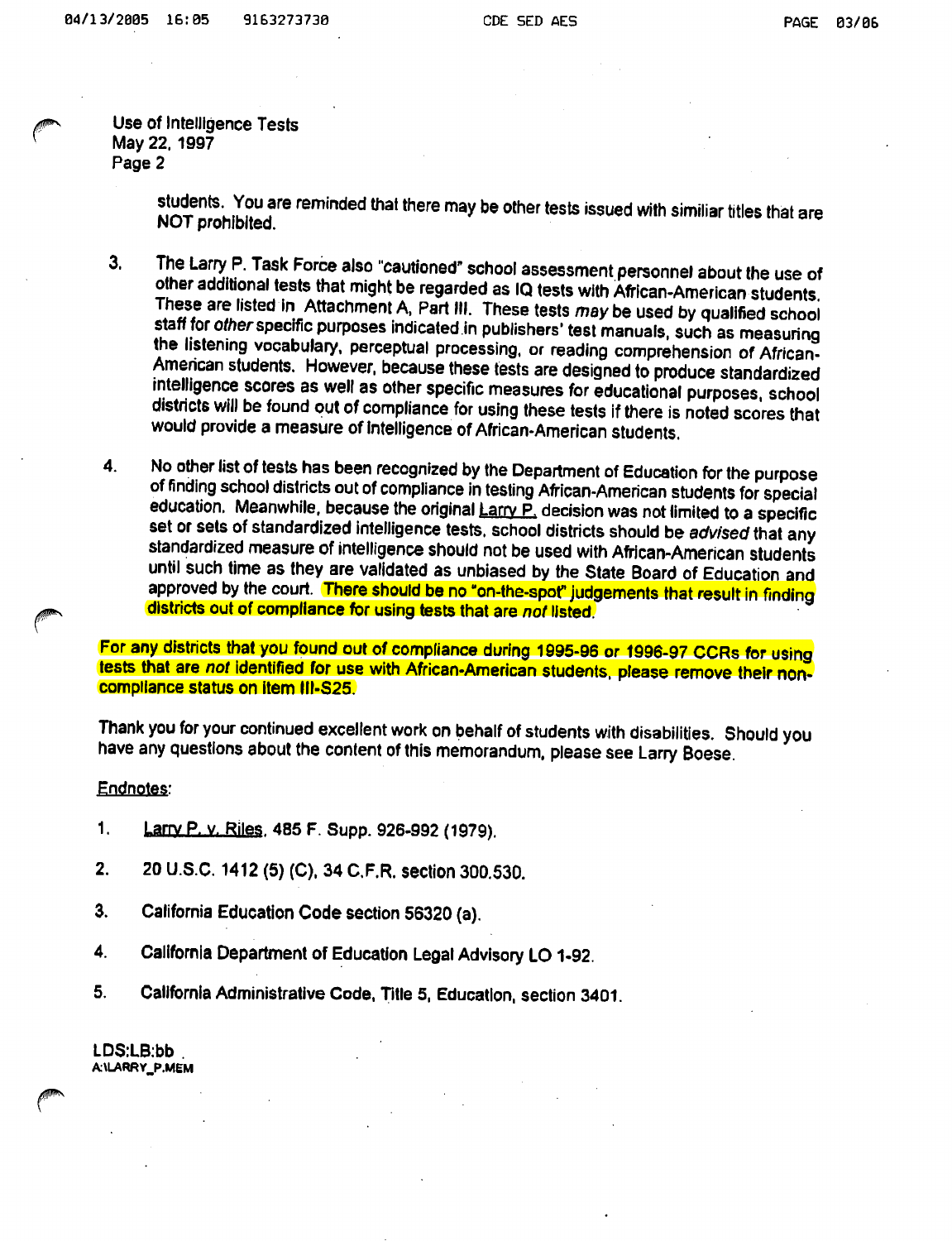students. You are reminded that there may be other tests issued with similiar titles that are NOT prohibited.

3. The Larry P. Task Force also "cautioned" school assessment personnel about the use of other additional tests that might be regarded as IQ tests with African-American students. These are listed in Attachment A, Part III. These tests *may* be used by qualified school staff for *other* specific purposes indicated in publishers' test manuals, such as measuring the listening vocabulary, perceptual processing, or reading comprehension of African-American students. However, because these tests are designed to produce standardized intelligence scores as well as other specific measures for educational purposes, school districts will be found out of compliance for using these tests if there is noted scores that would provide a measure of intelligence of African-American students.

4. No other list of tests has been recognized by the Department of Education for the purpose of finding school districts out of compliance in testing African-American students for special education. Meanwhile, because the original Larry P. decision was not limited to a specific set or sets of standardized intelligence tests, school districts should be *advised* that any standardized measure of intelligence should not be used with African-American students until such time as they are validated as unbiased by the State Board of Education and approved by the court. There should be no "on-the-spot" judgements that result in finding districts out of compliance for using tests that are *not* listed.

For any districts that you found out of compliance during 1995-96 or 1996-97 CCRs for using tests that are *not* identified for use with African-American students, please remove their non-compliance status on item III-S25.

Thank you for your continued excellent work on behalf of students with disabilities. Should you have any questions about the content of this memorandum, please see Larry Boese.

Endnotes:

1. Larry P. v. Riles, 485 F. Supp. 926-992 (1979).

2. 20 U.S.C. 1412 (5) (C), 34 C.F.R. section 300.530.

3. California Education Code section 56320 (a).

4. California Department of Education Legal Advisory LO 1-92.

5. California Administrative Code, Title 5, Education, section 3401.

LDS:LB:bb
A:\LARRY_P.MEM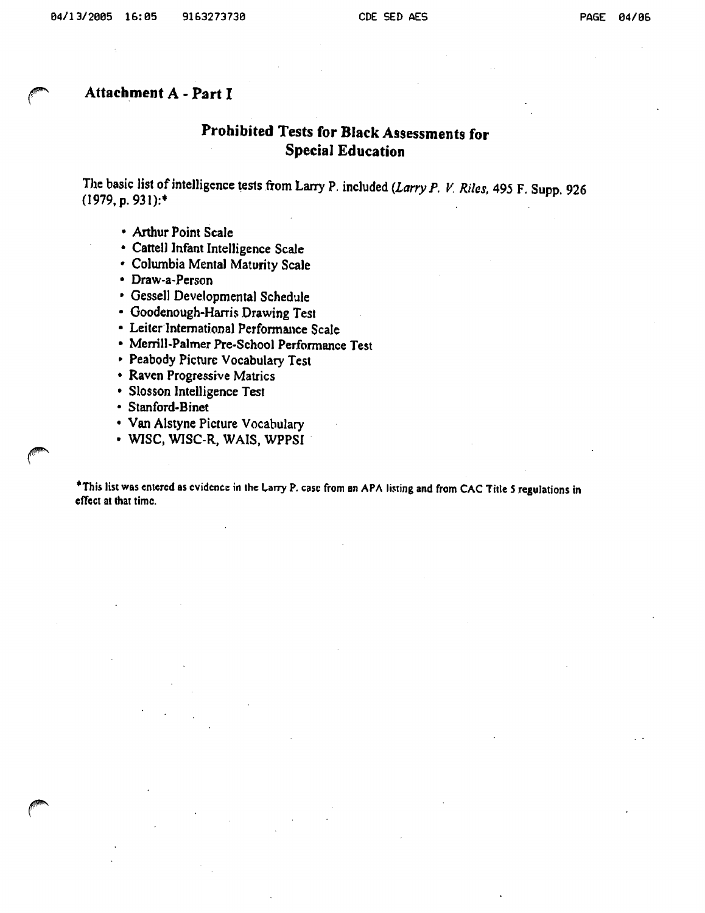## Attachment A - Part I

### Prohibited Tests for Black Assessments for Special Education

The basic list of intelligence tests from Larry P. included (*Larry P. V. Riles*, 495 F. Supp. 926 (1979, p. 931):*

- Arthur Point Scale
- Cattell Infant Intelligence Scale
- Columbia Mental Maturity Scale
- Draw-a-Person
- Gessell Developmental Schedule
- Goodenough-Harris Drawing Test
- Leiter International Performance Scale
- Merrill-Palmer Pre-School Performance Test
- Peabody Picture Vocabulary Test
- Raven Progressive Matrics
- Slosson Intelligence Test
- Stanford-Binet
- Van Alstyne Picture Vocabulary
- WISC, WISC-R, WAIS, WPPSI

*This list was entered as evidence in the Larry P. case from an APA listing and from CAC Title 5 regulations in effect at that time.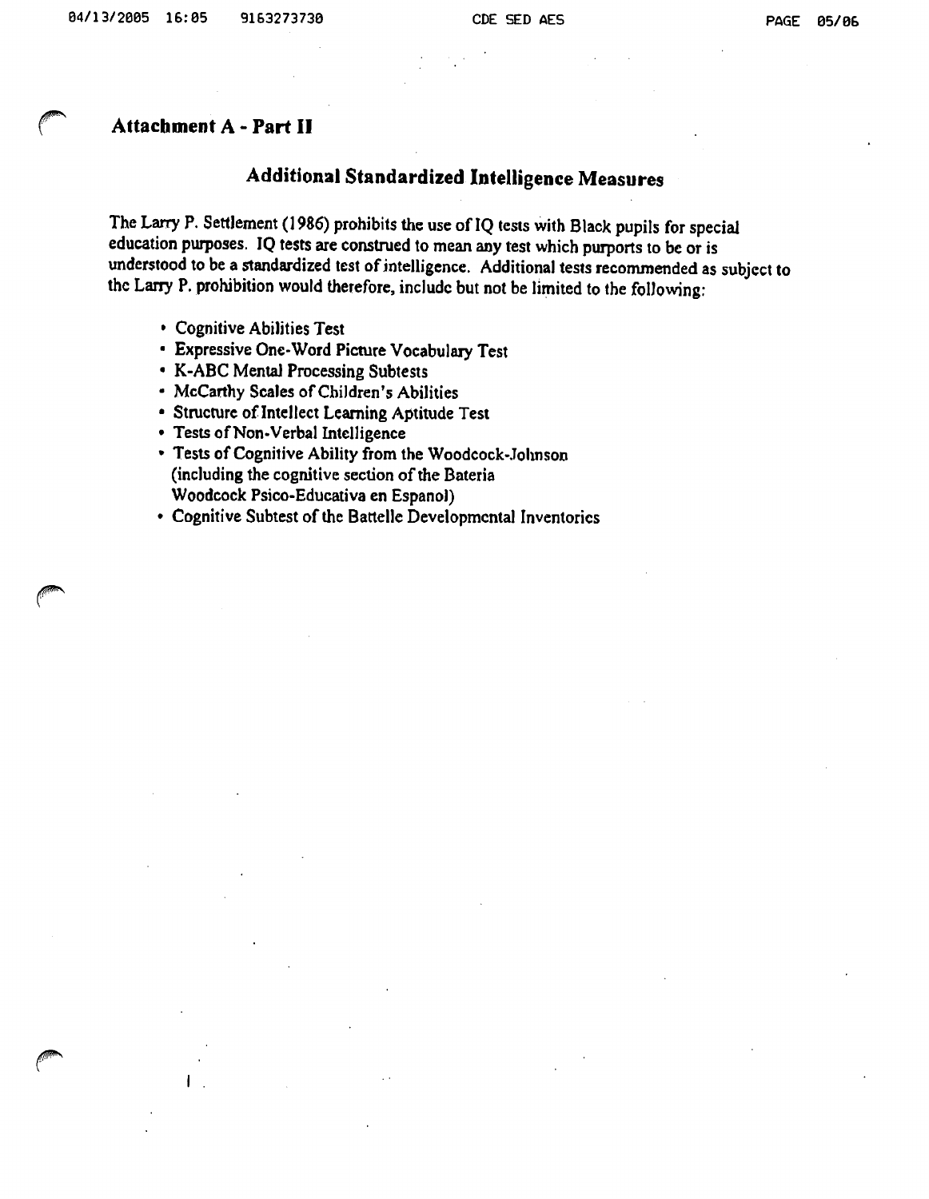## Attachment A - Part II

### Additional Standardized Intelligence Measures

The Larry P. Settlement (1986) prohibits the use of IQ tests with Black pupils for special education purposes. IQ tests are construed to mean any test which purports to be or is understood to be a standardized test of intelligence. Additional tests recommended as subject to the Larry P. prohibition would therefore, include but not be limited to the following:

- Cognitive Abilities Test
- Expressive One-Word Picture Vocabulary Test
- K-ABC Mental Processing Subtests
- McCarthy Scales of Children's Abilities
- Structure of Intellect Learning Aptitude Test
- Tests of Non-Verbal Intelligence
- Tests of Cognitive Ability from the Woodcock-Johnson (including the cognitive section of the Bateria Woodcock Psico-Educativa en Espanol)
- Cognitive Subtest of the Battelle Developmental Inventories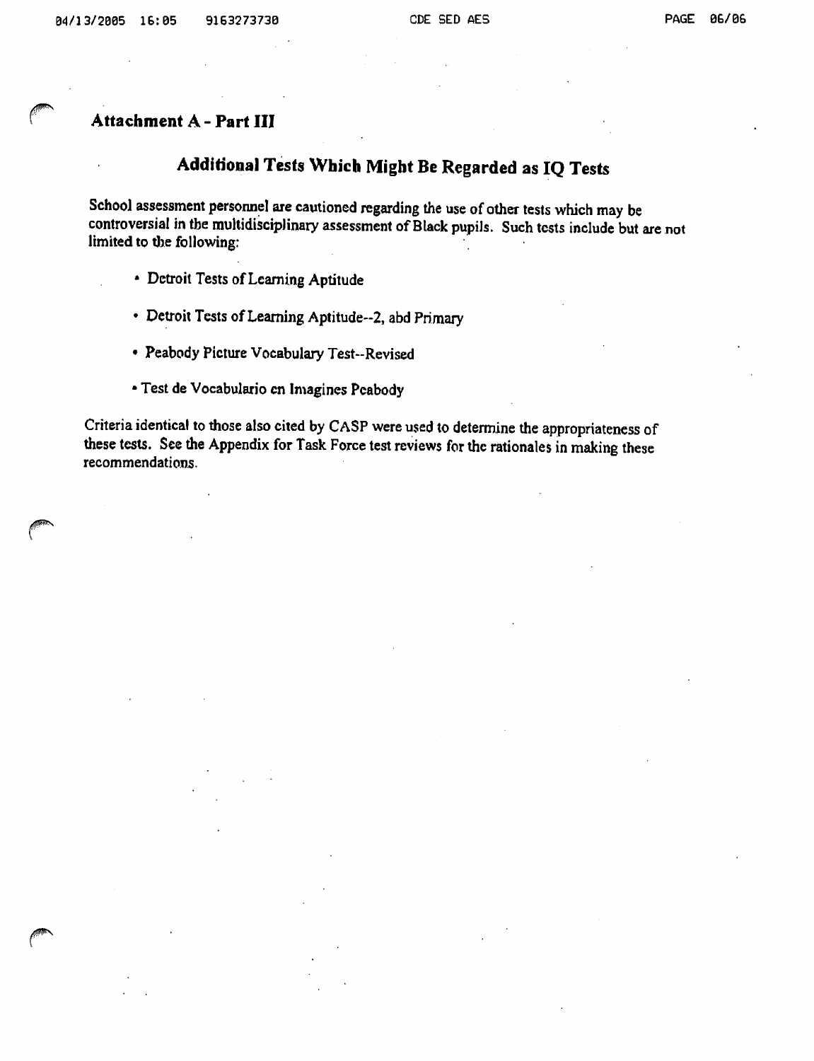## Attachment A - Part III

### Additional Tests Which Might Be Regarded as IQ Tests

School assessment personnel are cautioned regarding the use of other tests which may be controversial in the multidisciplinary assessment of Black pupils. Such tests include but are not limited to the following:

- Detroit Tests of Learning Aptitude
- Detroit Tests of Learning Aptitude--2, abd Primary
- Peabody Picture Vocabulary Test--Revised
- Test de Vocabulario en Imagines Peabody

Criteria identical to those also cited by CASP were used to determine the appropriateness of these tests. See the Appendix for Task Force test reviews for the rationales in making these recommendations.